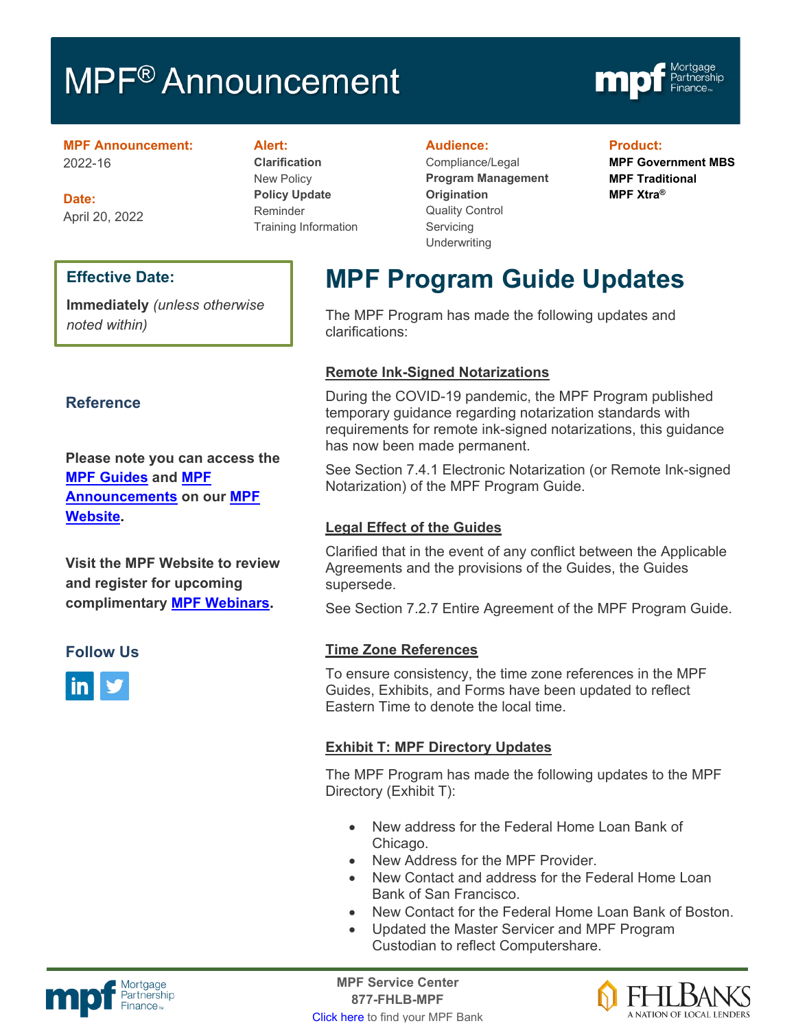# MPF® Announcement

**MPF Announcement:**
2022-16

**Date:**
April 20, 2022

**Alert:**
**Clarification**
New Policy
**Policy Update**
Reminder
Training Information

**Audience:**
Compliance/Legal
**Program Management**
**Origination**
Quality Control
Servicing
Underwriting

**Product:**
**MPF Government MBS**
**MPF Traditional**
**MPF Xtra®**

**Effective Date:**

**Immediately** *(unless otherwise noted within)*

## MPF Program Guide Updates

The MPF Program has made the following updates and clarifications:

### Remote Ink-Signed Notarizations

During the COVID-19 pandemic, the MPF Program published temporary guidance regarding notarization standards with requirements for remote ink-signed notarizations, this guidance has now been made permanent.

See Section 7.4.1 Electronic Notarization (or Remote Ink-signed Notarization) of the MPF Program Guide.

### Legal Effect of the Guides

Clarified that in the event of any conflict between the Applicable Agreements and the provisions of the Guides, the Guides supersede.

See Section 7.2.7 Entire Agreement of the MPF Program Guide.

### Time Zone References

To ensure consistency, the time zone references in the MPF Guides, Exhibits, and Forms have been updated to reflect Eastern Time to denote the local time.

### Exhibit T: MPF Directory Updates

The MPF Program has made the following updates to the MPF Directory (Exhibit T):

- New address for the Federal Home Loan Bank of Chicago.
- New Address for the MPF Provider.
- New Contact and address for the Federal Home Loan Bank of San Francisco.
- New Contact for the Federal Home Loan Bank of Boston.
- Updated the Master Servicer and MPF Program Custodian to reflect Computershare.

### Reference

**Please note you can access the MPF Guides and MPF Announcements on our MPF Website.**

**Visit the MPF Website to review and register for upcoming complimentary MPF Webinars.**

### Follow Us

**MPF Service Center**
**877-FHLB-MPF**
Click here to find your MPF Bank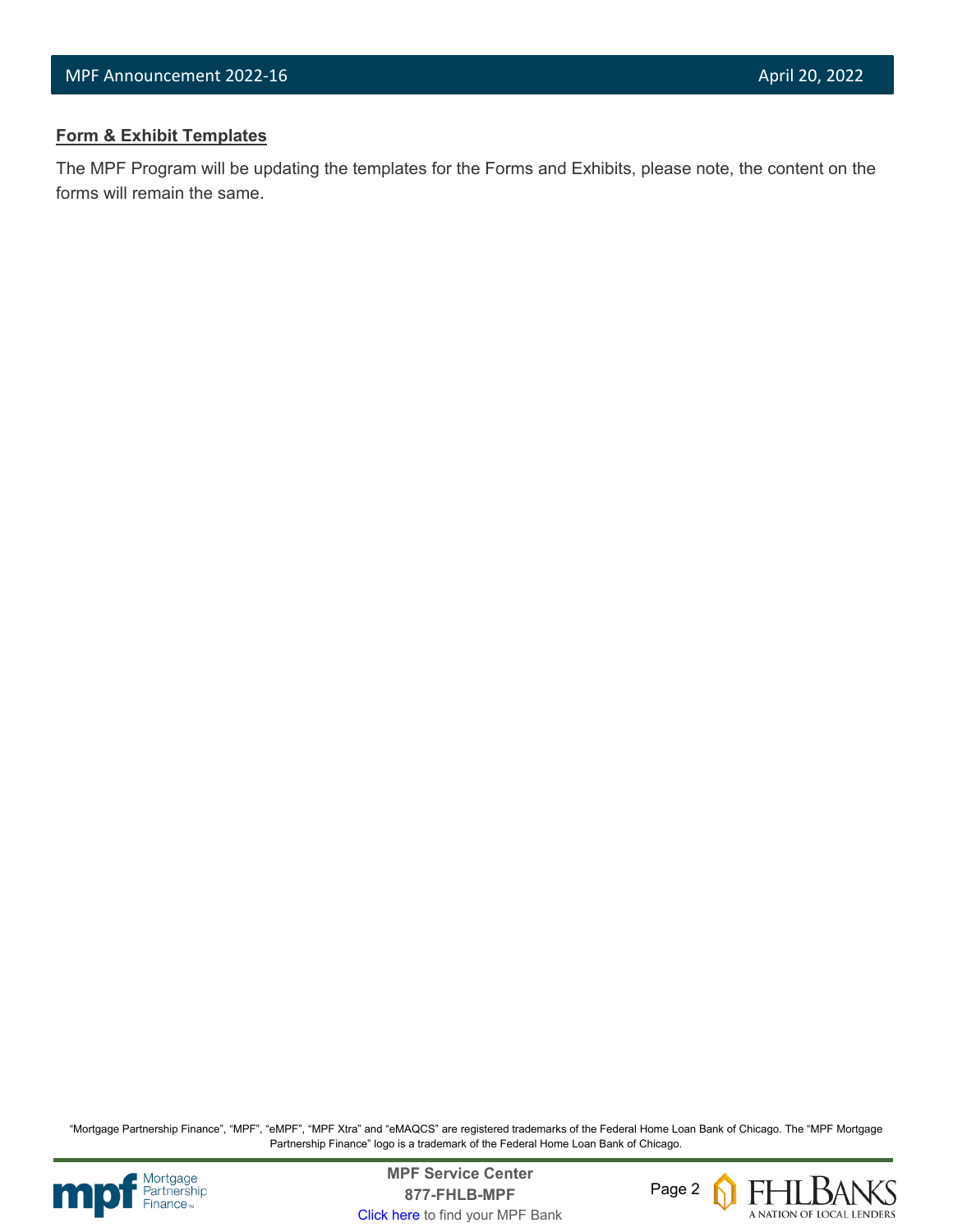## Form & Exhibit Templates

The MPF Program will be updating the templates for the Forms and Exhibits, please note, the content on the forms will remain the same.

"Mortgage Partnership Finance", "MPF", "eMPF", "MPF Xtra" and "eMAQCS" are registered trademarks of the Federal Home Loan Bank of Chicago. The "MPF Mortgage Partnership Finance" logo is a trademark of the Federal Home Loan Bank of Chicago.

**MPF Service Center**
**877-FHLB-MPF**
Click here to find your MPF Bank